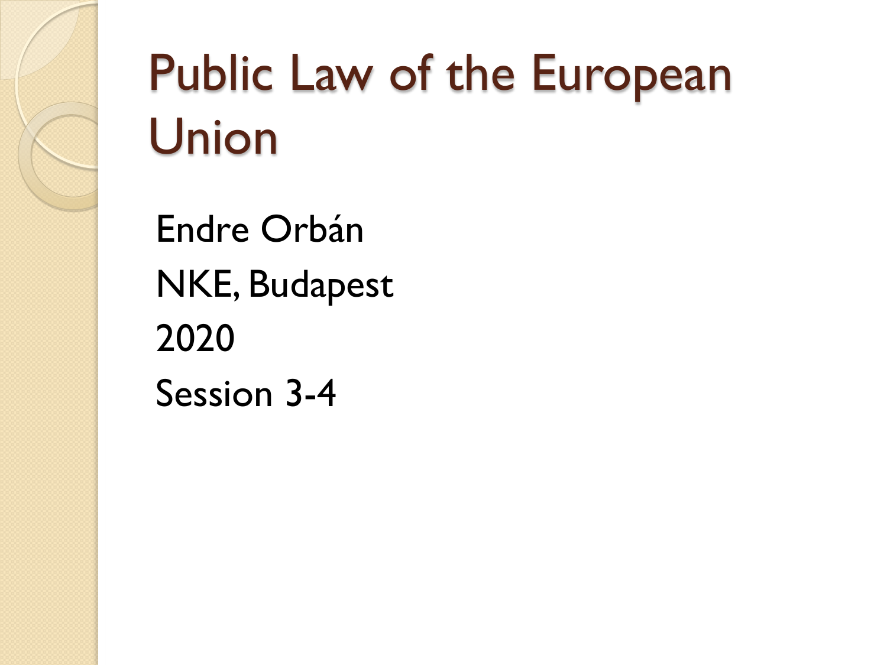# Public Law of the European Union

Endre Orbán

NKE, Budapest

2020

Session 3-4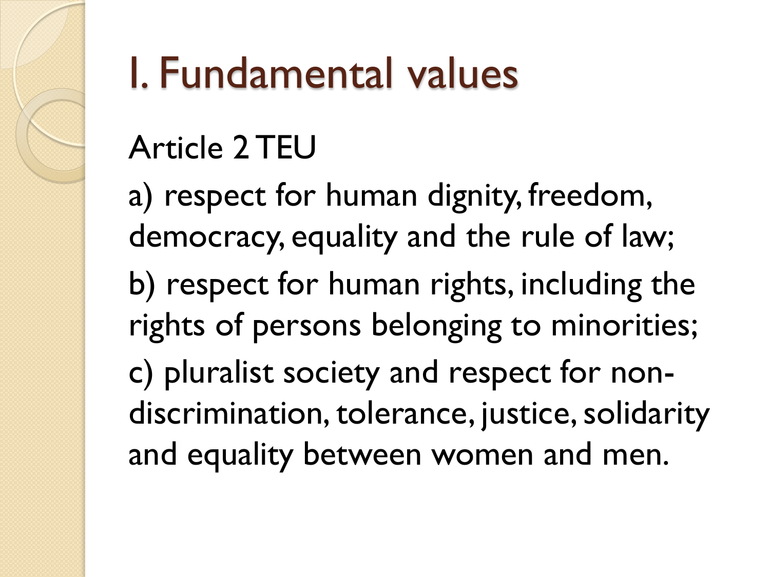# I. Fundamental values

Article 2 TEU

a) respect for human dignity, freedom, democracy, equality and the rule of law;

b) respect for human rights, including the rights of persons belonging to minorities;

c) pluralist society and respect for non-discrimination, tolerance, justice, solidarity and equality between women and men.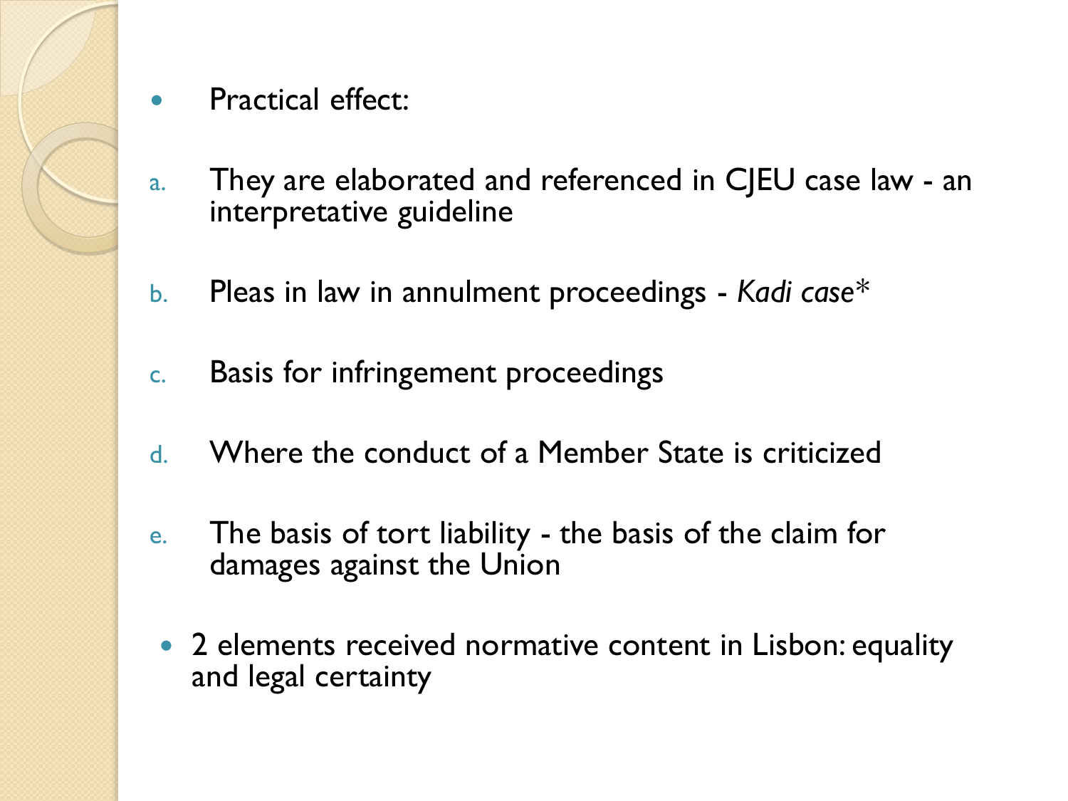- Practical effect:

a. They are elaborated and referenced in CJEU case law - an interpretative guideline

b. Pleas in law in annulment proceedings - *Kadi case*\*

c. Basis for infringement proceedings

d. Where the conduct of a Member State is criticized

e. The basis of tort liability - the basis of the claim for damages against the Union

- 2 elements received normative content in Lisbon: equality and legal certainty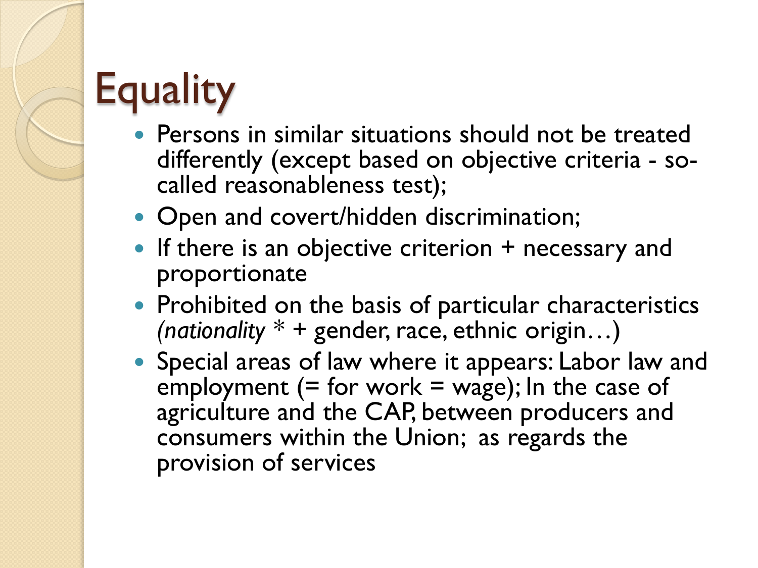# Equality

- Persons in similar situations should not be treated differently (except based on objective criteria - so-called reasonableness test);
- Open and covert/hidden discrimination;
- If there is an objective criterion + necessary and proportionate
- Prohibited on the basis of particular characteristics (*nationality* * + gender, race, ethnic origin…)
- Special areas of law where it appears: Labor law and employment (= for work = wage); In the case of agriculture and the CAP, between producers and consumers within the Union; as regards the provision of services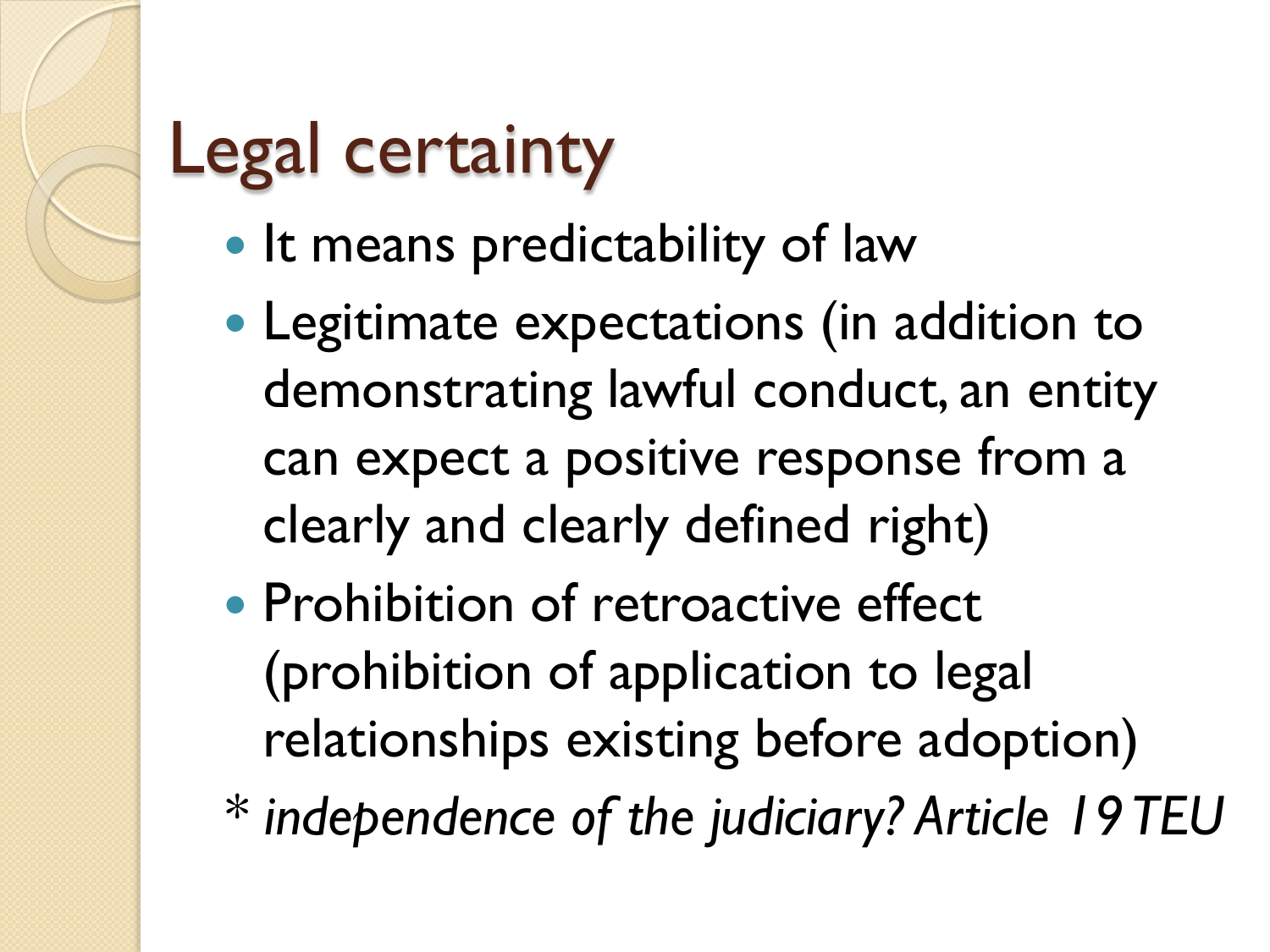# Legal certainty

- It means predictability of law
- Legitimate expectations (in addition to demonstrating lawful conduct, an entity can expect a positive response from a clearly and clearly defined right)
- Prohibition of retroactive effect (prohibition of application to legal relationships existing before adoption)

\* *independence of the judiciary? Article 19 TEU*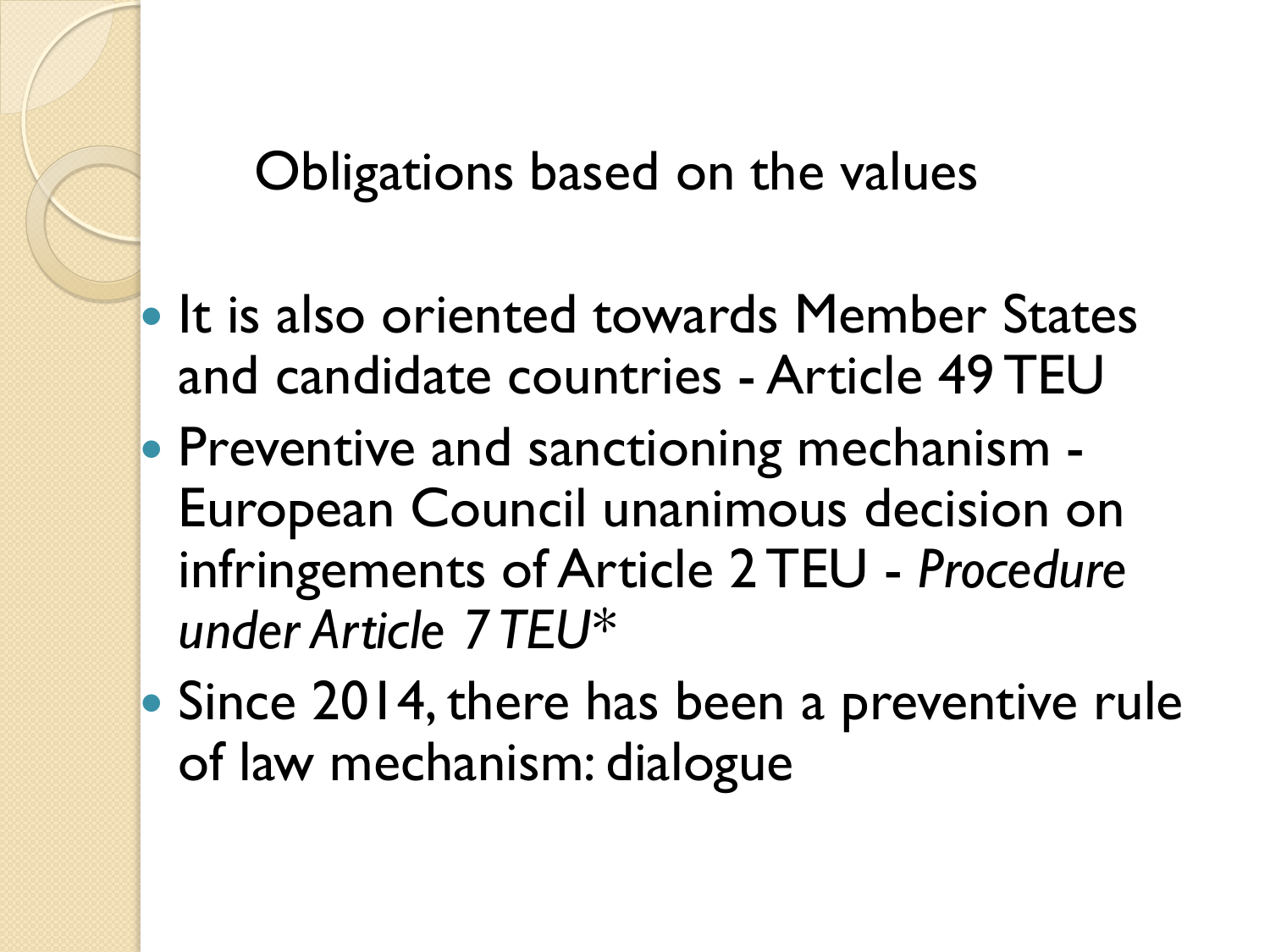# Obligations based on the values

- It is also oriented towards Member States and candidate countries - Article 49 TEU
- Preventive and sanctioning mechanism - European Council unanimous decision on infringements of Article 2 TEU - *Procedure under Article 7 TEU**
- Since 2014, there has been a preventive rule of law mechanism: dialogue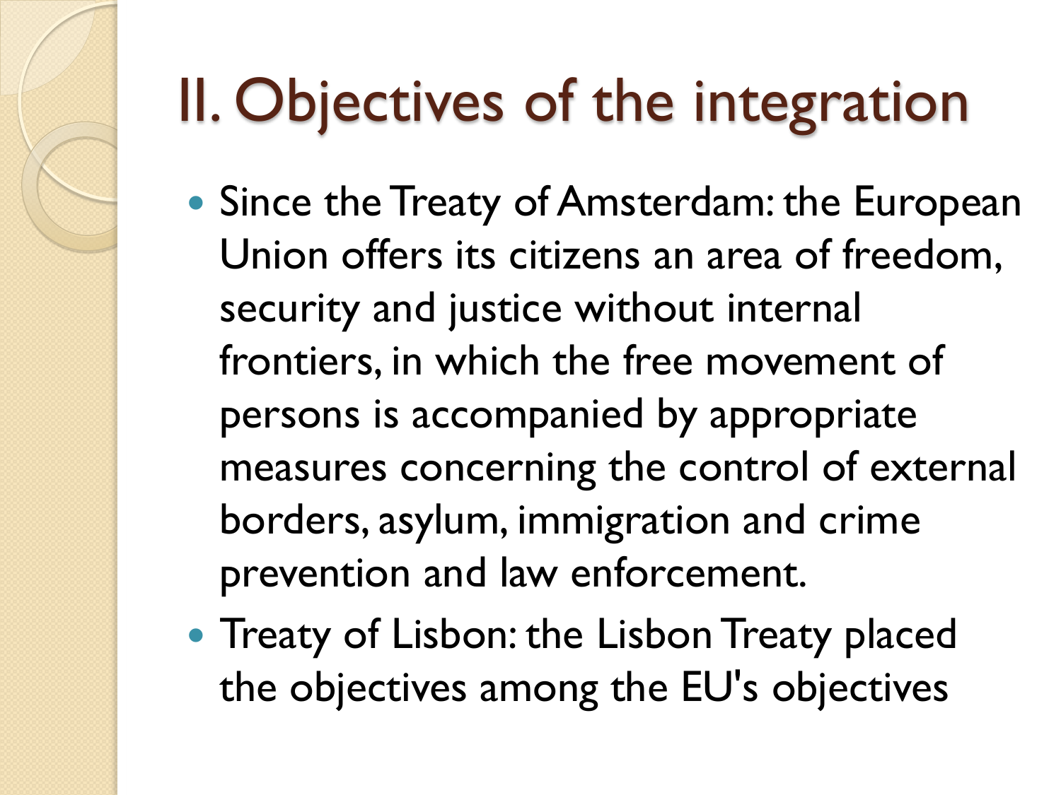# II. Objectives of the integration

- Since the Treaty of Amsterdam: the European Union offers its citizens an area of freedom, security and justice without internal frontiers, in which the free movement of persons is accompanied by appropriate measures concerning the control of external borders, asylum, immigration and crime prevention and law enforcement.
- Treaty of Lisbon: the Lisbon Treaty placed the objectives among the EU's objectives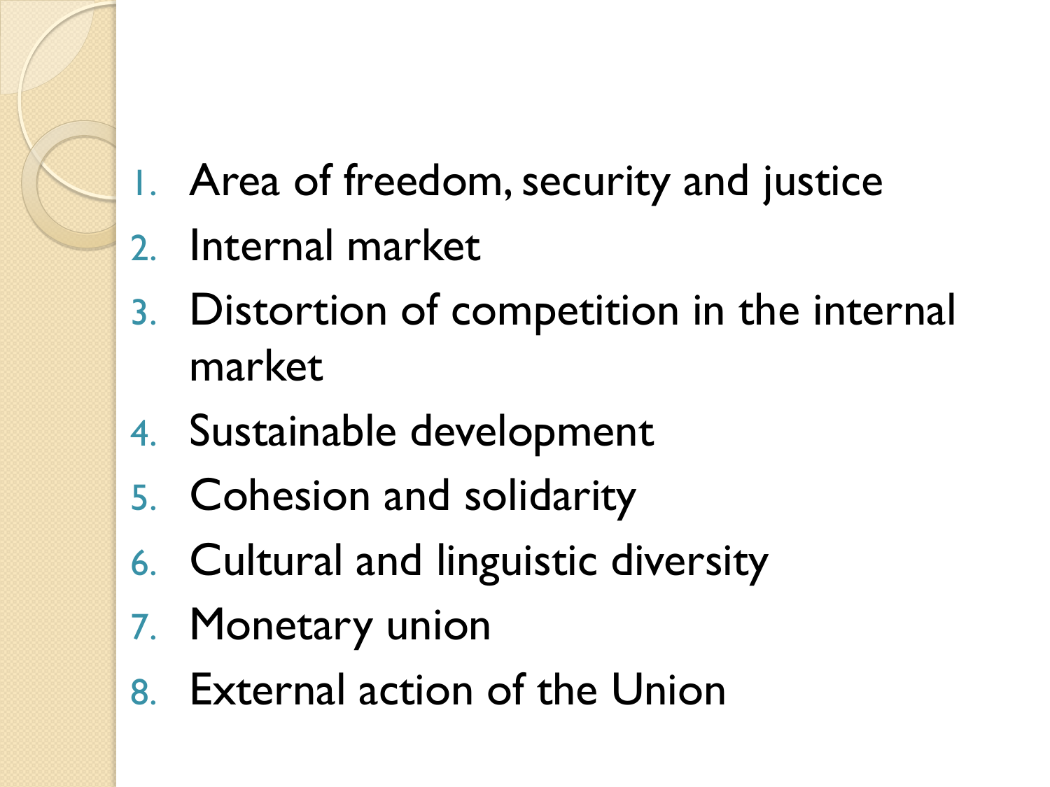1. Area of freedom, security and justice
2. Internal market
3. Distortion of competition in the internal market
4. Sustainable development
5. Cohesion and solidarity
6. Cultural and linguistic diversity
7. Monetary union
8. External action of the Union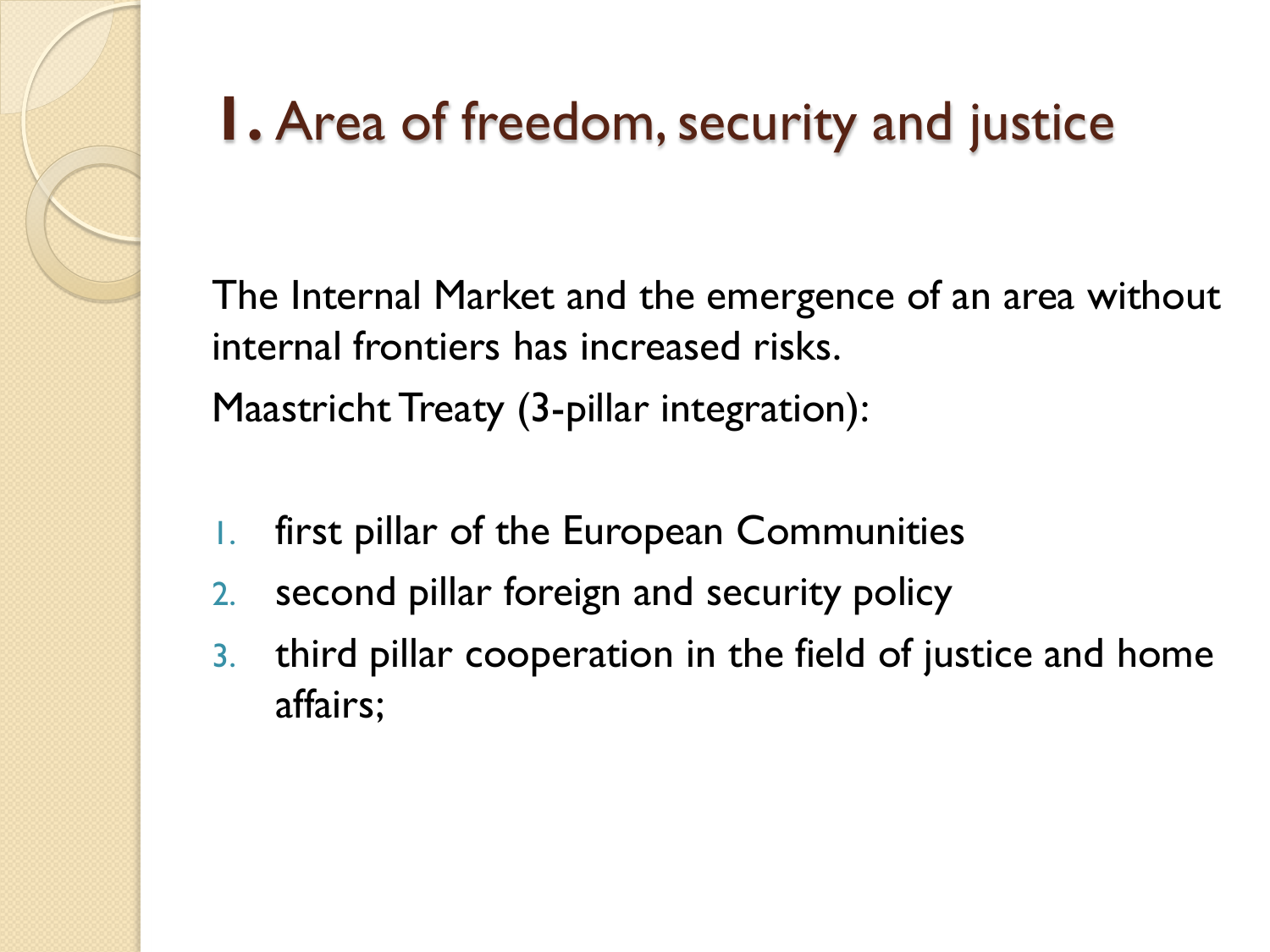# 1. Area of freedom, security and justice

The Internal Market and the emergence of an area without internal frontiers has increased risks.

Maastricht Treaty (3-pillar integration):

1. first pillar of the European Communities
2. second pillar foreign and security policy
3. third pillar cooperation in the field of justice and home affairs;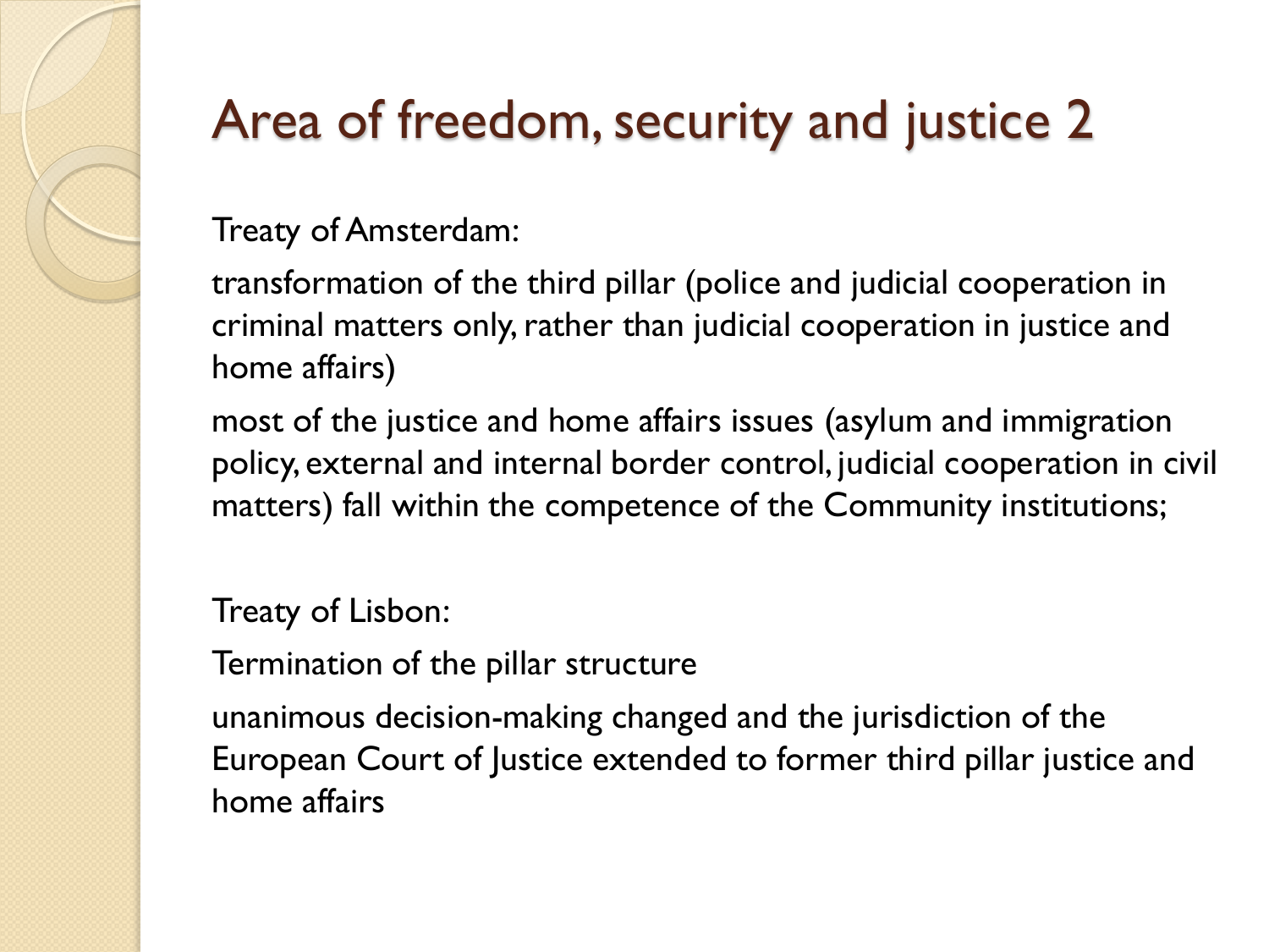# Area of freedom, security and justice 2

Treaty of Amsterdam:

transformation of the third pillar (police and judicial cooperation in criminal matters only, rather than judicial cooperation in justice and home affairs)

most of the justice and home affairs issues (asylum and immigration policy, external and internal border control, judicial cooperation in civil matters) fall within the competence of the Community institutions;

Treaty of Lisbon:

Termination of the pillar structure

unanimous decision-making changed and the jurisdiction of the European Court of Justice extended to former third pillar justice and home affairs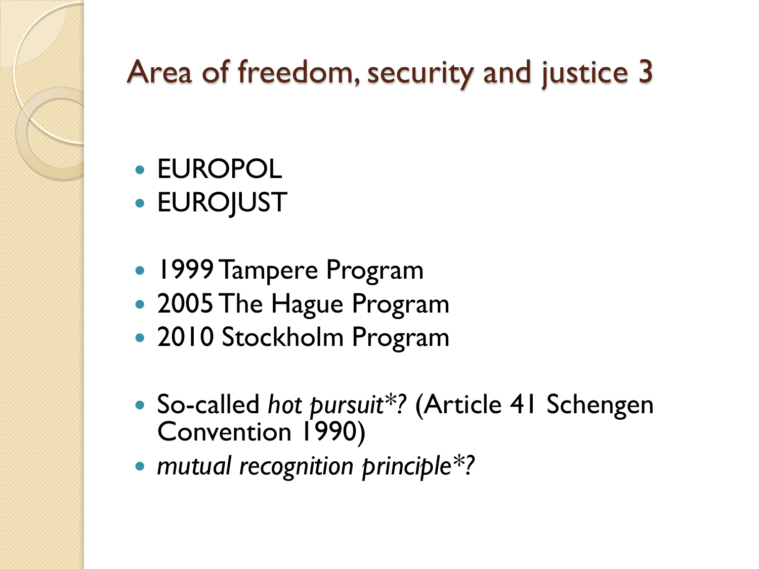# Area of freedom, security and justice 3

- EUROPOL
- EUROJUST

- 1999 Tampere Program
- 2005 The Hague Program
- 2010 Stockholm Program

- So-called *hot pursuit*\*? (Article 41 Schengen Convention 1990)
- *mutual recognition principle*\*?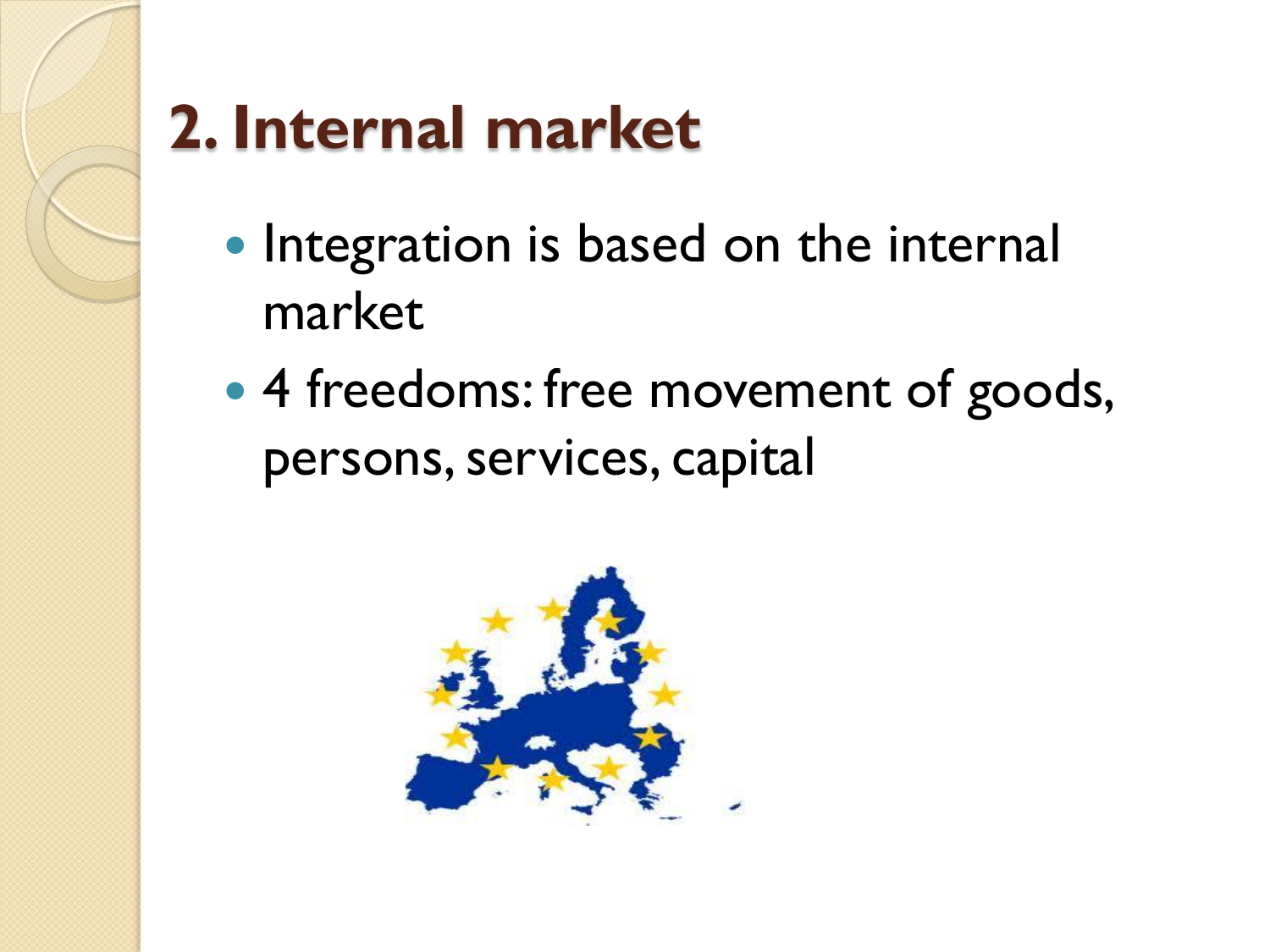# 2. Internal market

- Integration is based on the internal market
- 4 freedoms: free movement of goods, persons, services, capital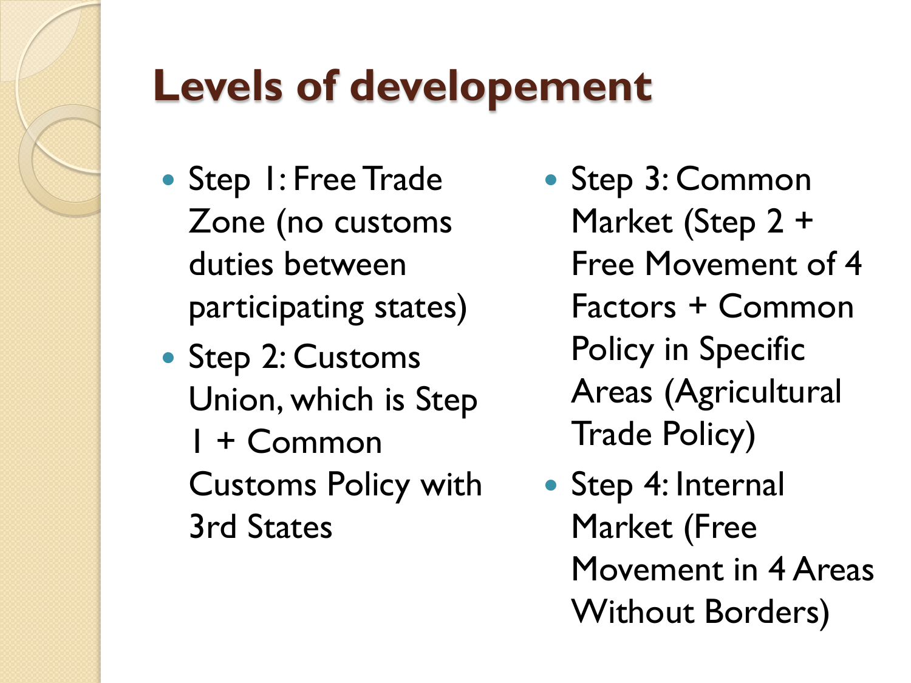# Levels of developement

- Step 1: Free Trade Zone (no customs duties between participating states)
- Step 2: Customs Union, which is Step 1 + Common Customs Policy with 3rd States
- Step 3: Common Market (Step 2 + Free Movement of 4 Factors + Common Policy in Specific Areas (Agricultural Trade Policy)
- Step 4: Internal Market (Free Movement in 4 Areas Without Borders)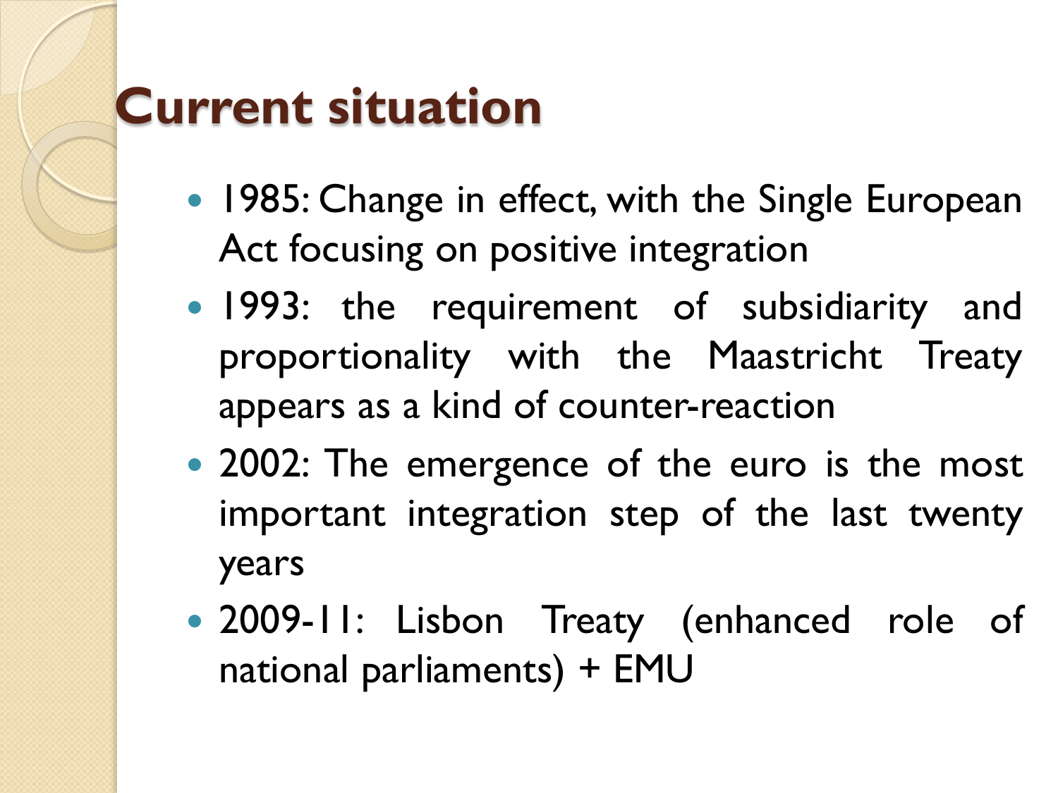# Current situation

- 1985: Change in effect, with the Single European Act focusing on positive integration
- 1993: the requirement of subsidiarity and proportionality with the Maastricht Treaty appears as a kind of counter-reaction
- 2002: The emergence of the euro is the most important integration step of the last twenty years
- 2009-11: Lisbon Treaty (enhanced role of national parliaments) + EMU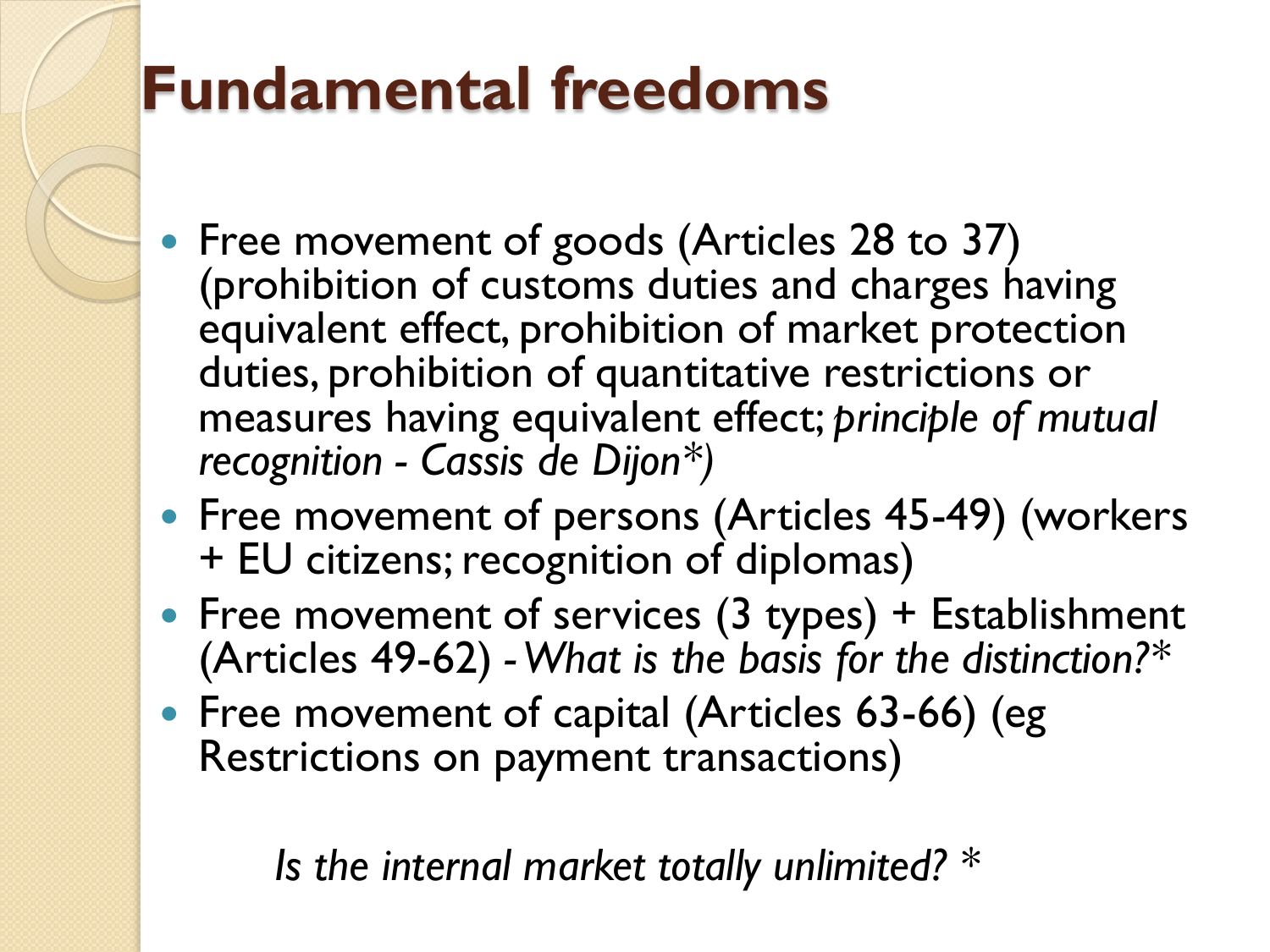# Fundamental freedoms

- Free movement of goods (Articles 28 to 37) (prohibition of customs duties and charges having equivalent effect, prohibition of market protection duties, prohibition of quantitative restrictions or measures having equivalent effect; *principle of mutual recognition - Cassis de Dijon*)*
- Free movement of persons (Articles 45-49) (workers + EU citizens; recognition of diplomas)
- Free movement of services (3 types) + Establishment (Articles 49-62) - *What is the basis for the distinction?**
- Free movement of capital (Articles 63-66) (eg Restrictions on payment transactions)

*Is the internal market totally unlimited?* *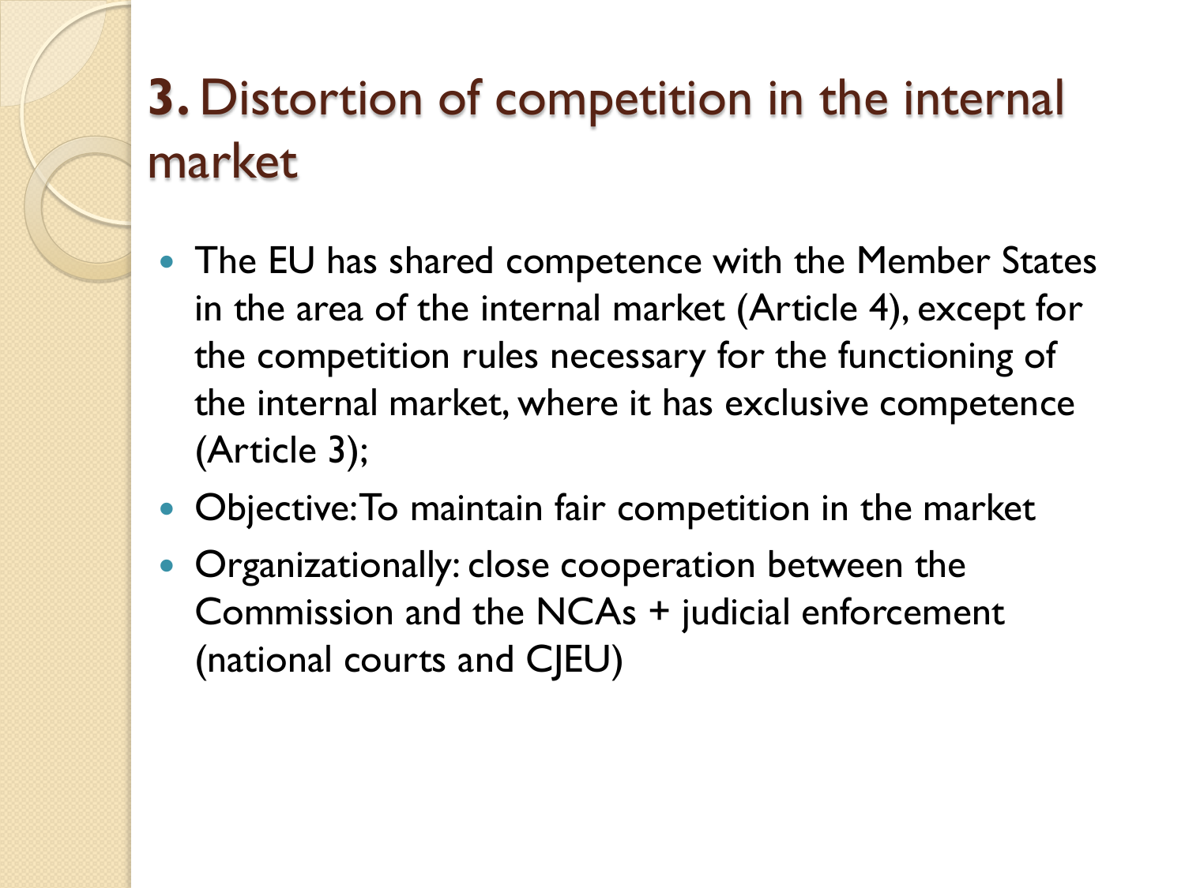# **3.** Distortion of competition in the internal market

- The EU has shared competence with the Member States in the area of the internal market (Article 4), except for the competition rules necessary for the functioning of the internal market, where it has exclusive competence (Article 3);
- Objective: To maintain fair competition in the market
- Organizationally: close cooperation between the Commission and the NCAs + judicial enforcement (national courts and CJEU)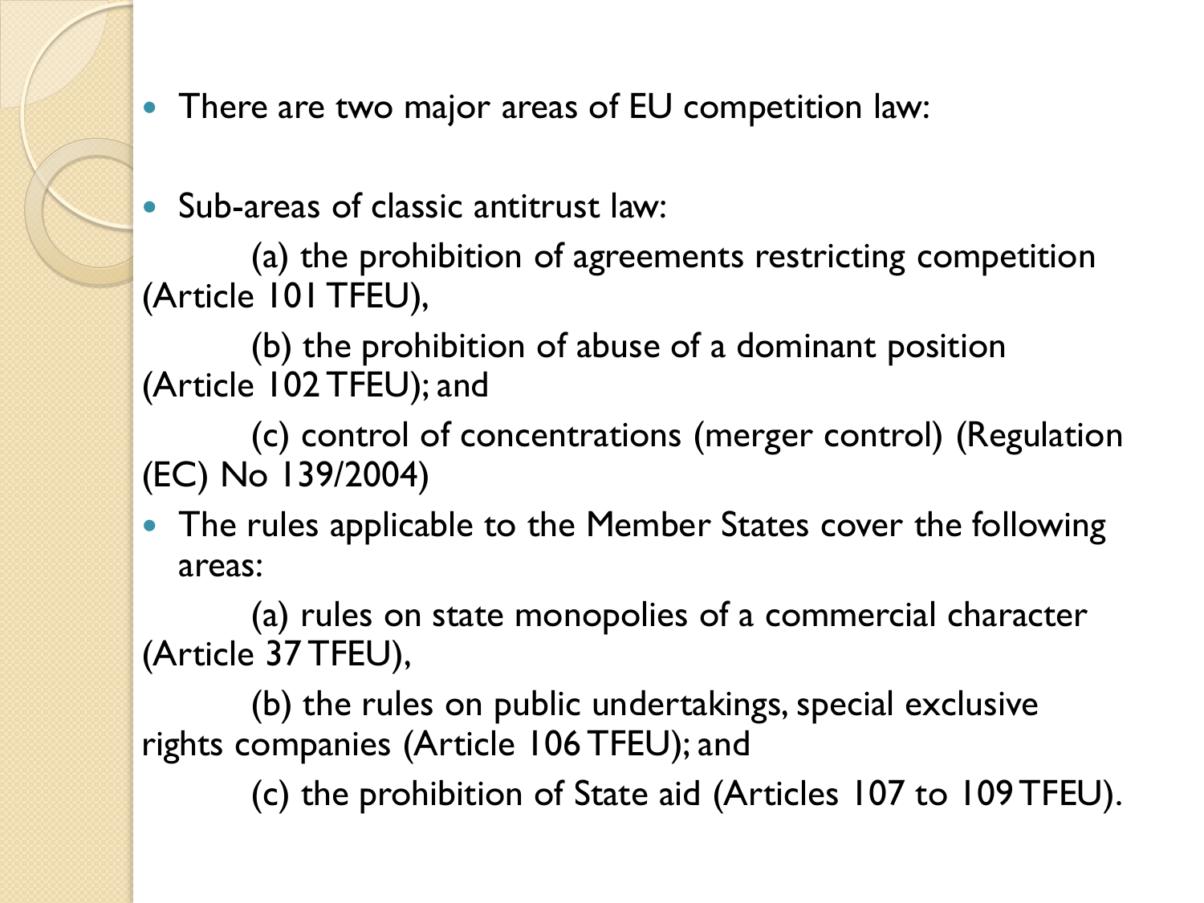- There are two major areas of EU competition law:
- Sub-areas of classic antitrust law:

  (a) the prohibition of agreements restricting competition (Article 101 TFEU),

  (b) the prohibition of abuse of a dominant position (Article 102 TFEU); and

  (c) control of concentrations (merger control) (Regulation (EC) No 139/2004)
- The rules applicable to the Member States cover the following areas:

  (a) rules on state monopolies of a commercial character (Article 37 TFEU),

  (b) the rules on public undertakings, special exclusive rights companies (Article 106 TFEU); and

  (c) the prohibition of State aid (Articles 107 to 109 TFEU).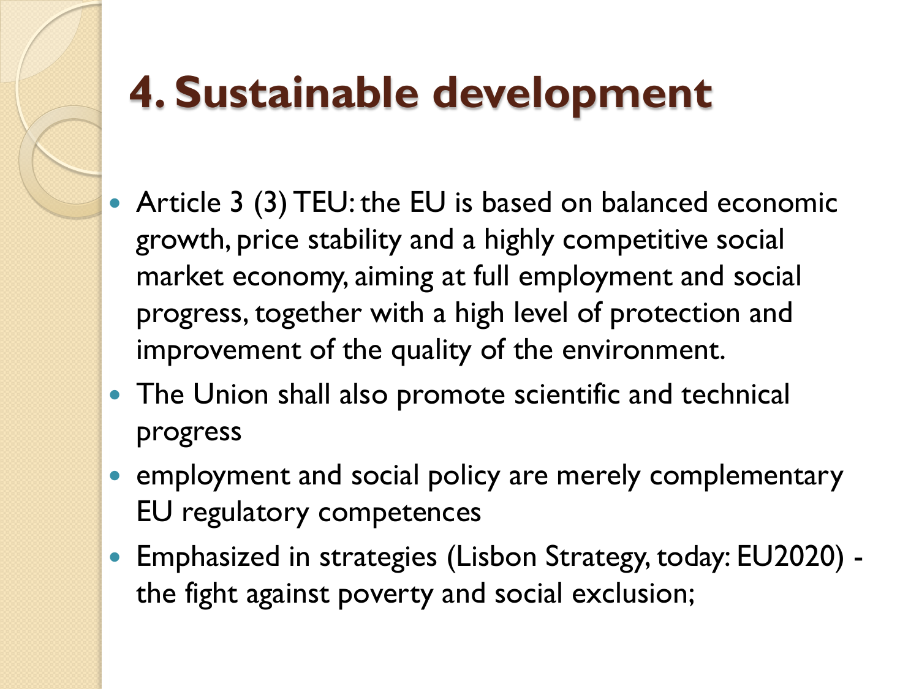# 4. Sustainable development

- Article 3 (3) TEU: the EU is based on balanced economic growth, price stability and a highly competitive social market economy, aiming at full employment and social progress, together with a high level of protection and improvement of the quality of the environment.
- The Union shall also promote scientific and technical progress
- employment and social policy are merely complementary EU regulatory competences
- Emphasized in strategies (Lisbon Strategy, today: EU2020) - the fight against poverty and social exclusion;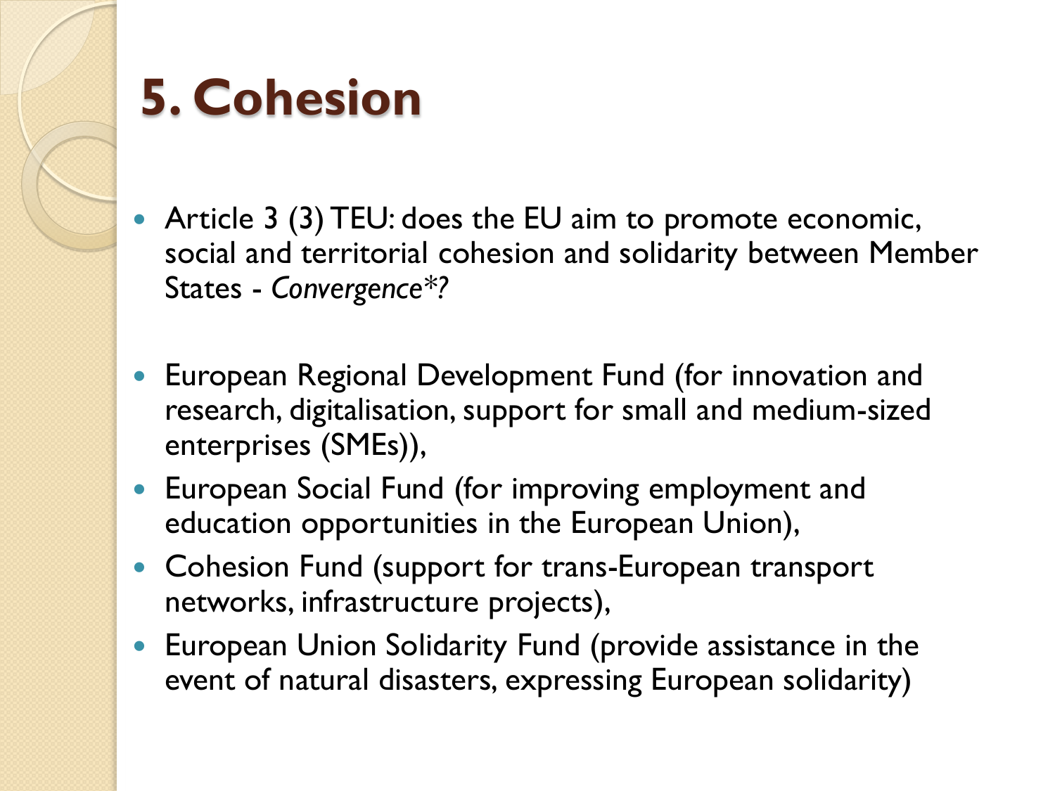# 5. Cohesion

- Article 3 (3) TEU: does the EU aim to promote economic, social and territorial cohesion and solidarity between Member States - *Convergence*?*

- European Regional Development Fund (for innovation and research, digitalisation, support for small and medium-sized enterprises (SMEs)),
- European Social Fund (for improving employment and education opportunities in the European Union),
- Cohesion Fund (support for trans-European transport networks, infrastructure projects),
- European Union Solidarity Fund (provide assistance in the event of natural disasters, expressing European solidarity)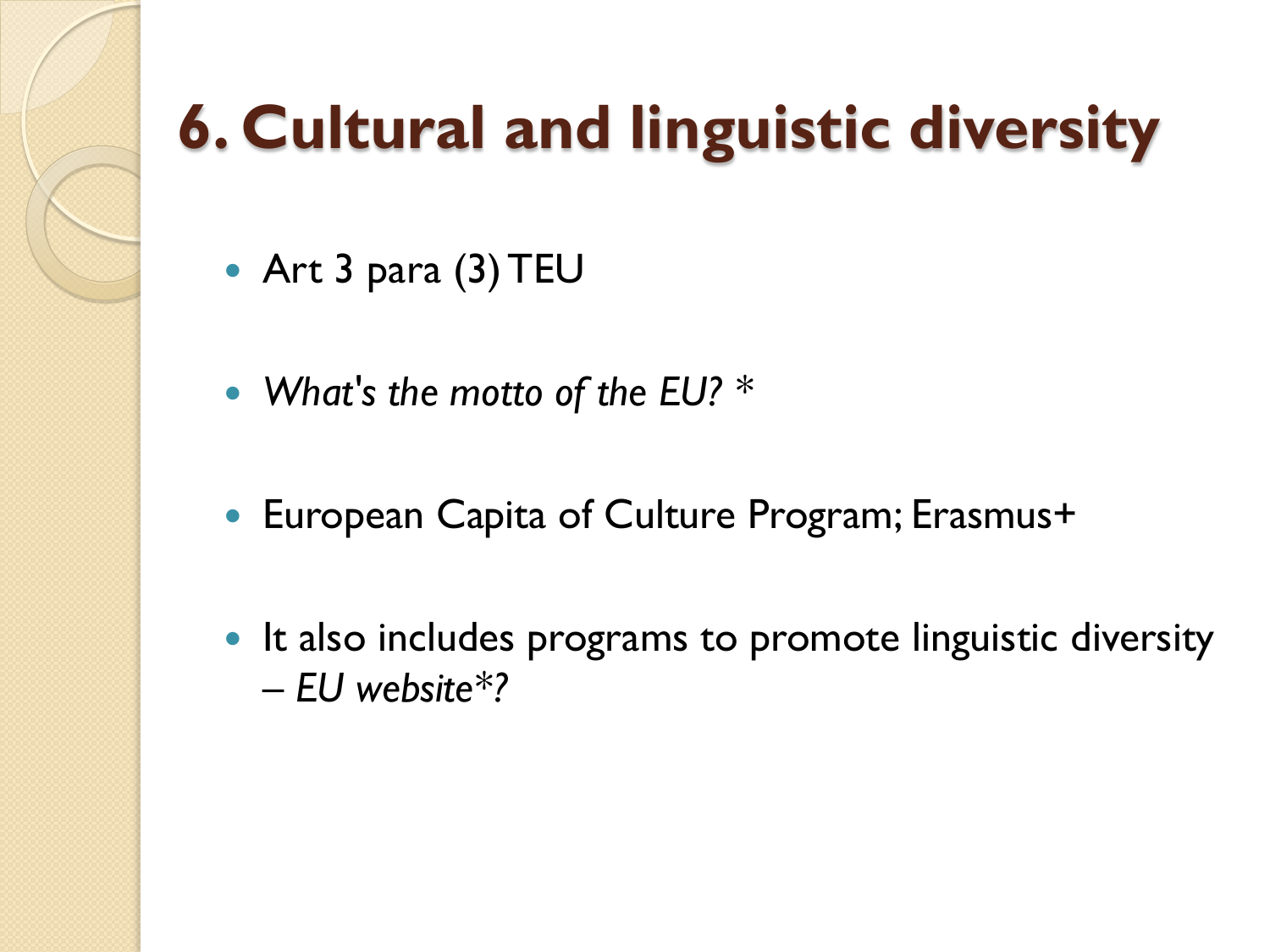# 6. Cultural and linguistic diversity

- Art 3 para (3) TEU
- *What's the motto of the EU?* *
- European Capita of Culture Program; Erasmus+
- It also includes programs to promote linguistic diversity – *EU website*?*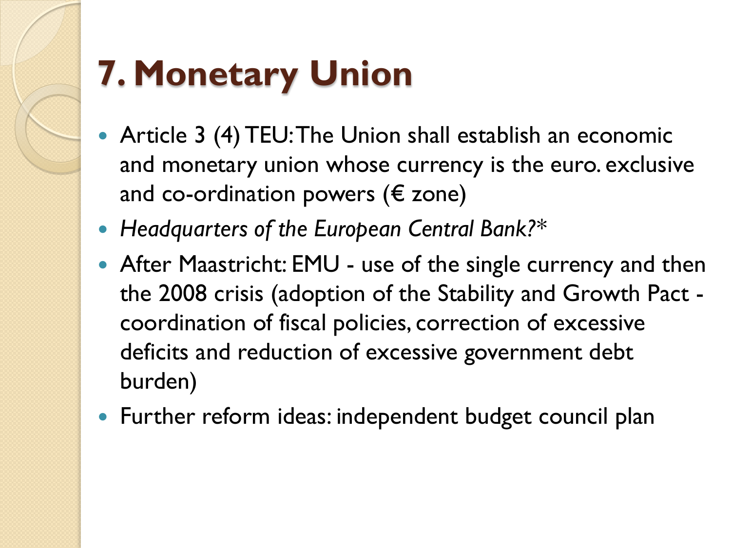# 7. Monetary Union

- Article 3 (4) TEU: The Union shall establish an economic and monetary union whose currency is the euro. exclusive and co-ordination powers (€ zone)
- *Headquarters of the European Central Bank?**
- After Maastricht: EMU - use of the single currency and then the 2008 crisis (adoption of the Stability and Growth Pact - coordination of fiscal policies, correction of excessive deficits and reduction of excessive government debt burden)
- Further reform ideas: independent budget council plan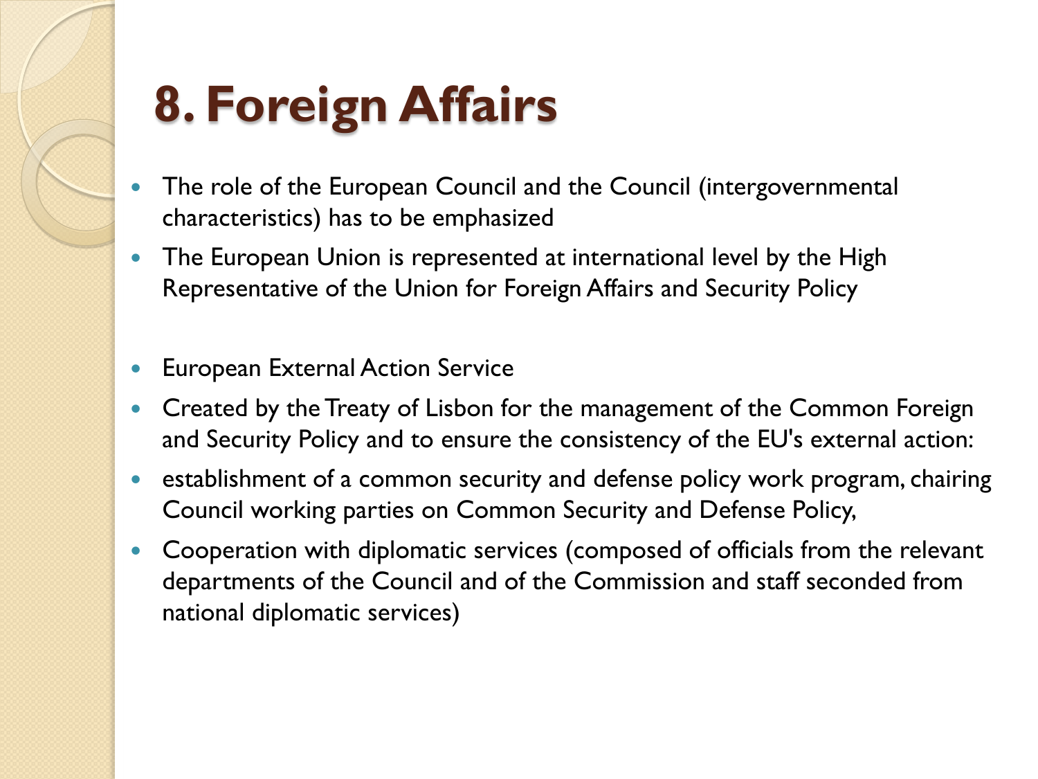# 8. Foreign Affairs

- The role of the European Council and the Council (intergovernmental characteristics) has to be emphasized
- The European Union is represented at international level by the High Representative of the Union for Foreign Affairs and Security Policy

- European External Action Service
- Created by the Treaty of Lisbon for the management of the Common Foreign and Security Policy and to ensure the consistency of the EU's external action:
- establishment of a common security and defense policy work program, chairing Council working parties on Common Security and Defense Policy,
- Cooperation with diplomatic services (composed of officials from the relevant departments of the Council and of the Commission and staff seconded from national diplomatic services)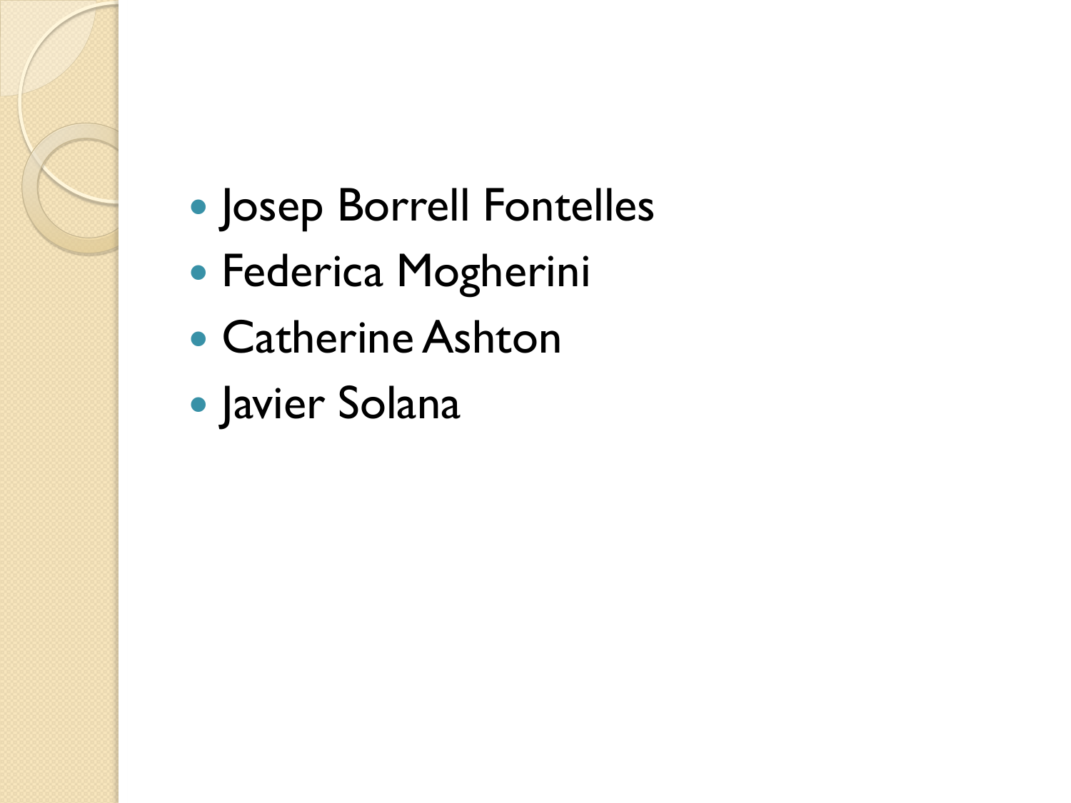- Josep Borrell Fontelles
- Federica Mogherini
- Catherine Ashton
- Javier Solana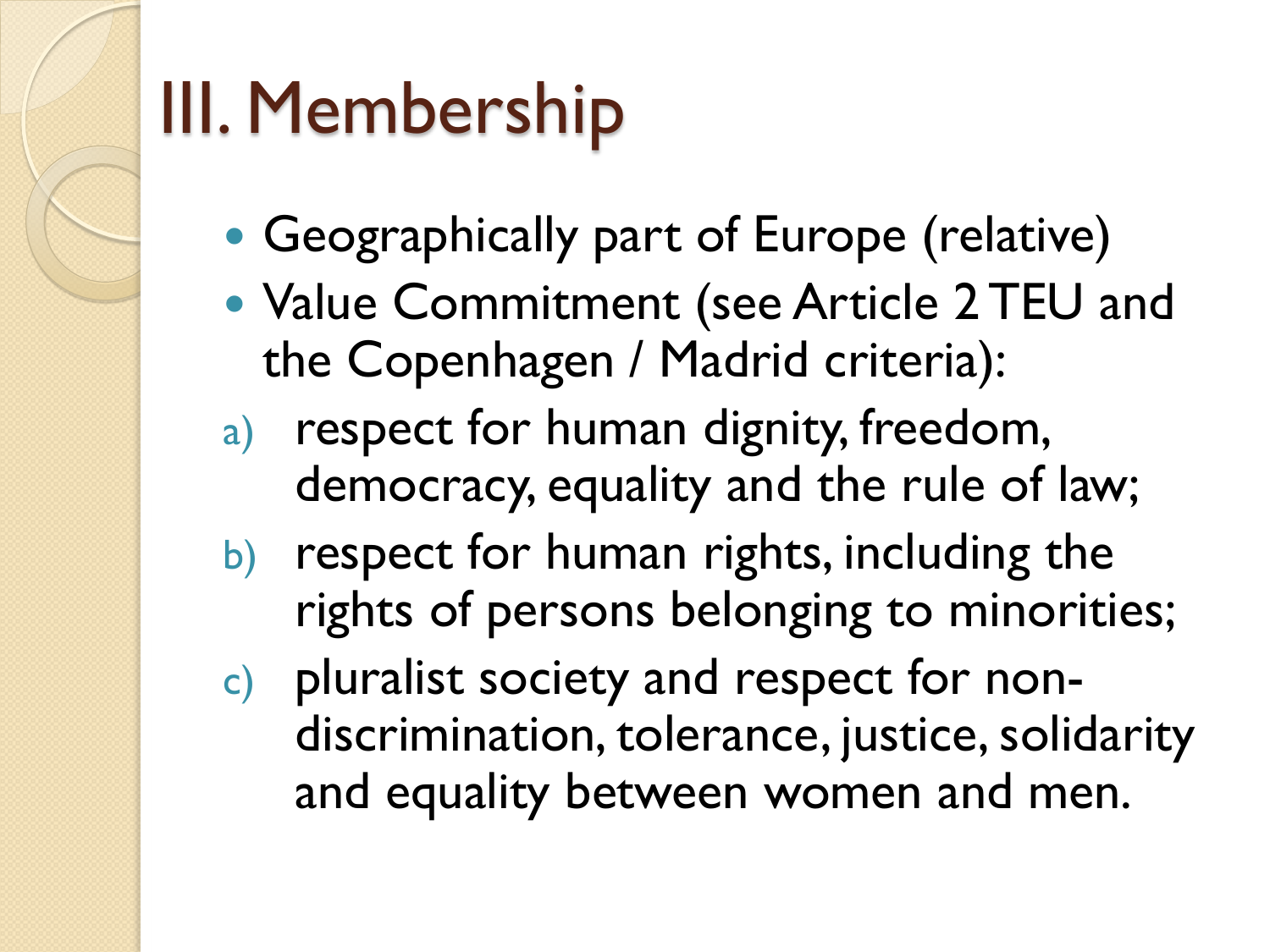# III. Membership

- Geographically part of Europe (relative)
- Value Commitment (see Article 2 TEU and the Copenhagen / Madrid criteria):

a) respect for human dignity, freedom, democracy, equality and the rule of law;

b) respect for human rights, including the rights of persons belonging to minorities;

c) pluralist society and respect for non-discrimination, tolerance, justice, solidarity and equality between women and men.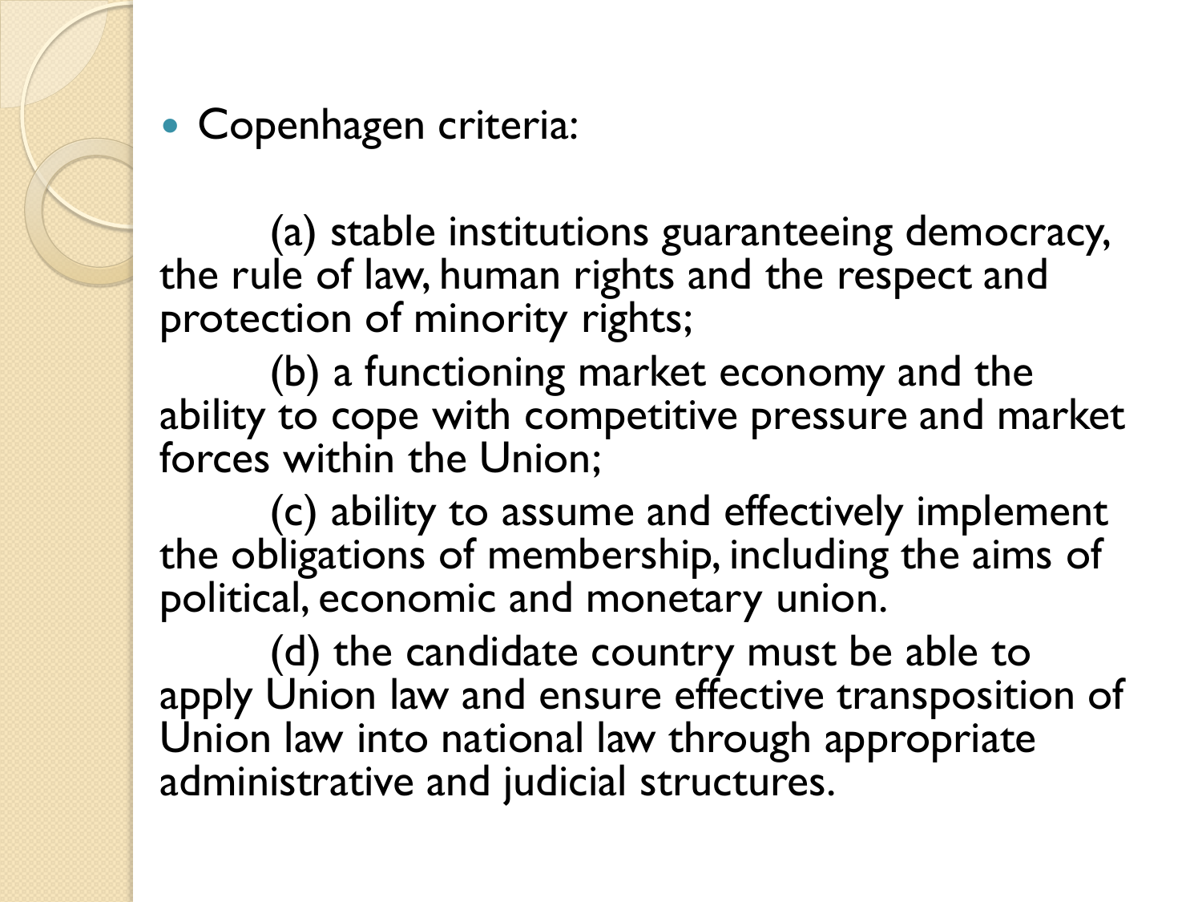- Copenhagen criteria:

(a) stable institutions guaranteeing democracy, the rule of law, human rights and the respect and protection of minority rights;

(b) a functioning market economy and the ability to cope with competitive pressure and market forces within the Union;

(c) ability to assume and effectively implement the obligations of membership, including the aims of political, economic and monetary union.

(d) the candidate country must be able to apply Union law and ensure effective transposition of Union law into national law through appropriate administrative and judicial structures.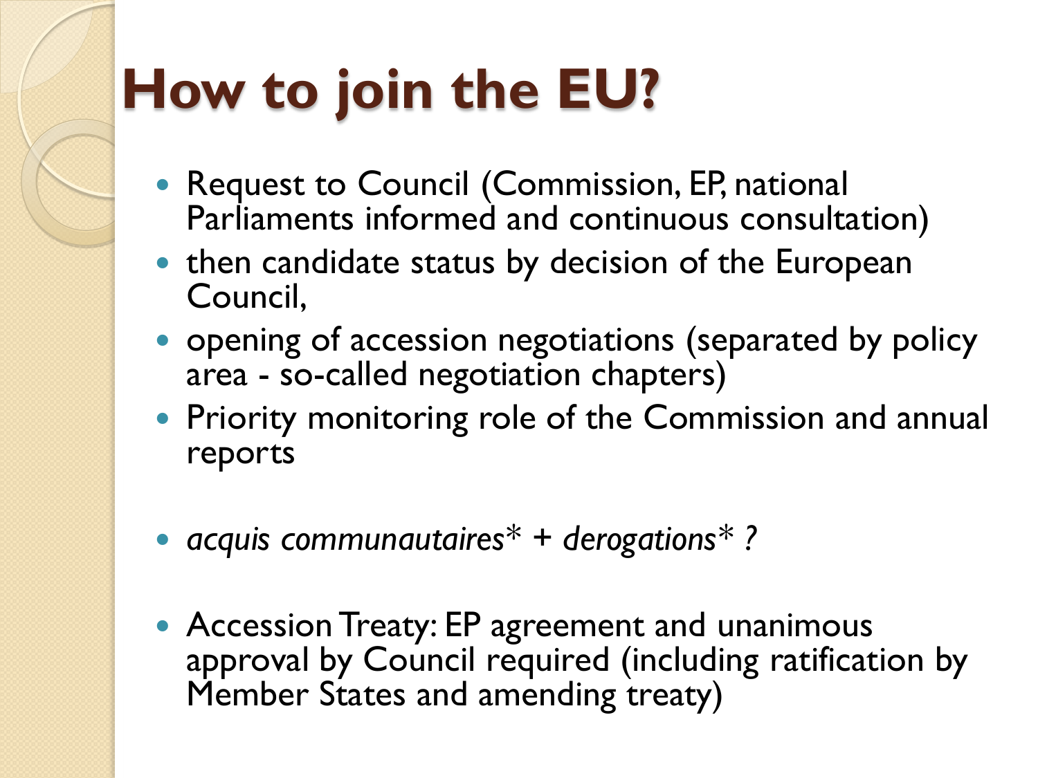# How to join the EU?

- Request to Council (Commission, EP, national Parliaments informed and continuous consultation)
- then candidate status by decision of the European Council,
- opening of accession negotiations (separated by policy area - so-called negotiation chapters)
- Priority monitoring role of the Commission and annual reports
- *acquis communautaires* * + *derogations* * ?
- Accession Treaty: EP agreement and unanimous approval by Council required (including ratification by Member States and amending treaty)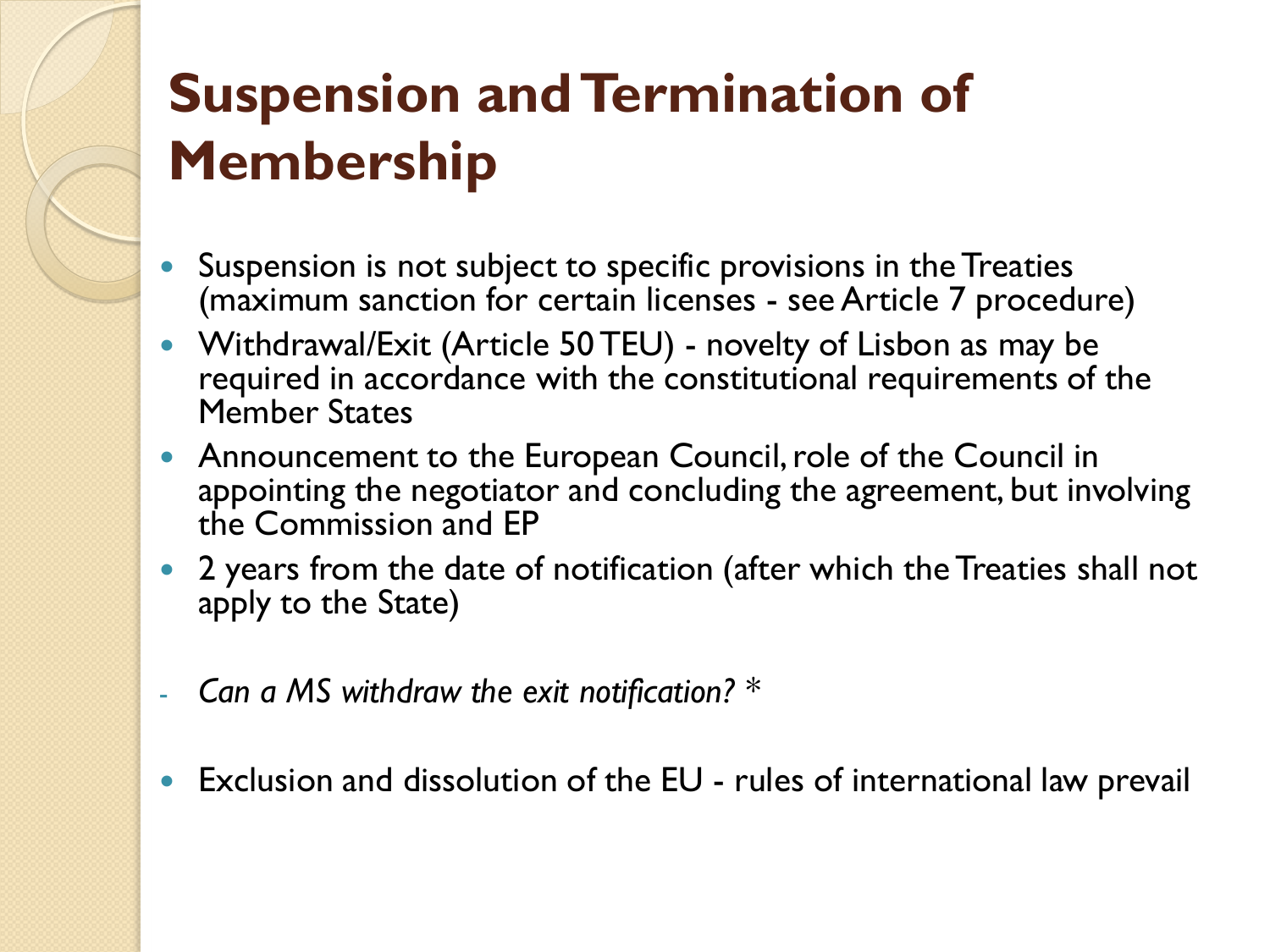# Suspension and Termination of Membership

- Suspension is not subject to specific provisions in the Treaties (maximum sanction for certain licenses - see Article 7 procedure)
- Withdrawal/Exit (Article 50 TEU) - novelty of Lisbon as may be required in accordance with the constitutional requirements of the Member States
- Announcement to the European Council, role of the Council in appointing the negotiator and concluding the agreement, but involving the Commission and EP
- 2 years from the date of notification (after which the Treaties shall not apply to the State)

- *Can a MS withdraw the exit notification? **

- Exclusion and dissolution of the EU - rules of international law prevail